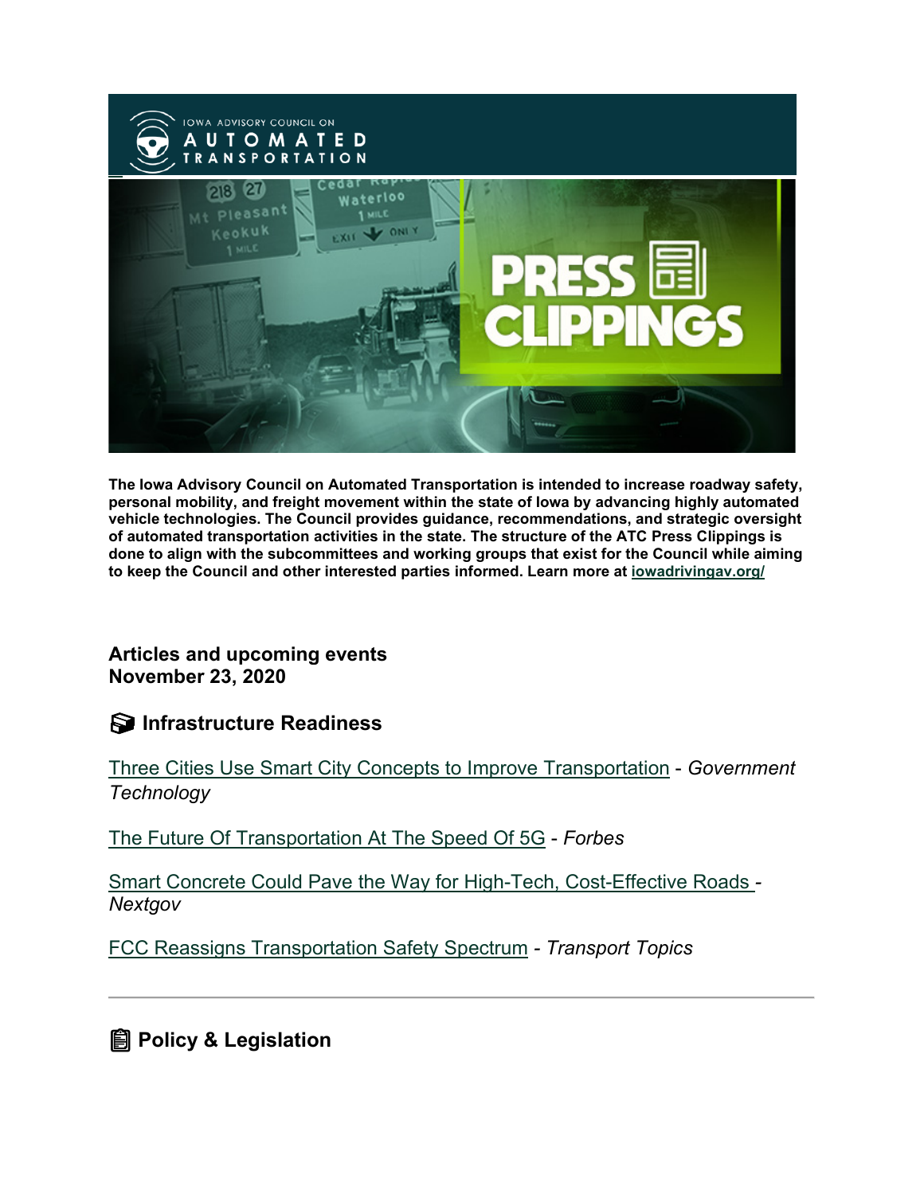The Iowa Advisory Council on Automated Transportation is intended to increase roadway safety, personal mobility, and freight movement within the state of Iowa by advancing highly automated vehicle technologies. The Council provides guidance, recommendations, and strategic oversight of automated transportation activities in the state. The structure of the ATC Press Clippings is done to align with the subcommittees and working groups that exist for the Council while aiming to keep the Council and other interested parties informed. Learn more at iowadrivingav.org/

**Articles and upcoming events**
**November 23, 2020**

## Infrastructure Readiness

Three Cities Use Smart City Concepts to Improve Transportation - *Government Technology*

The Future Of Transportation At The Speed Of 5G - *Forbes*

Smart Concrete Could Pave the Way for High-Tech, Cost-Effective Roads - *Nextgov*

FCC Reassigns Transportation Safety Spectrum - *Transport Topics*

---

## Policy & Legislation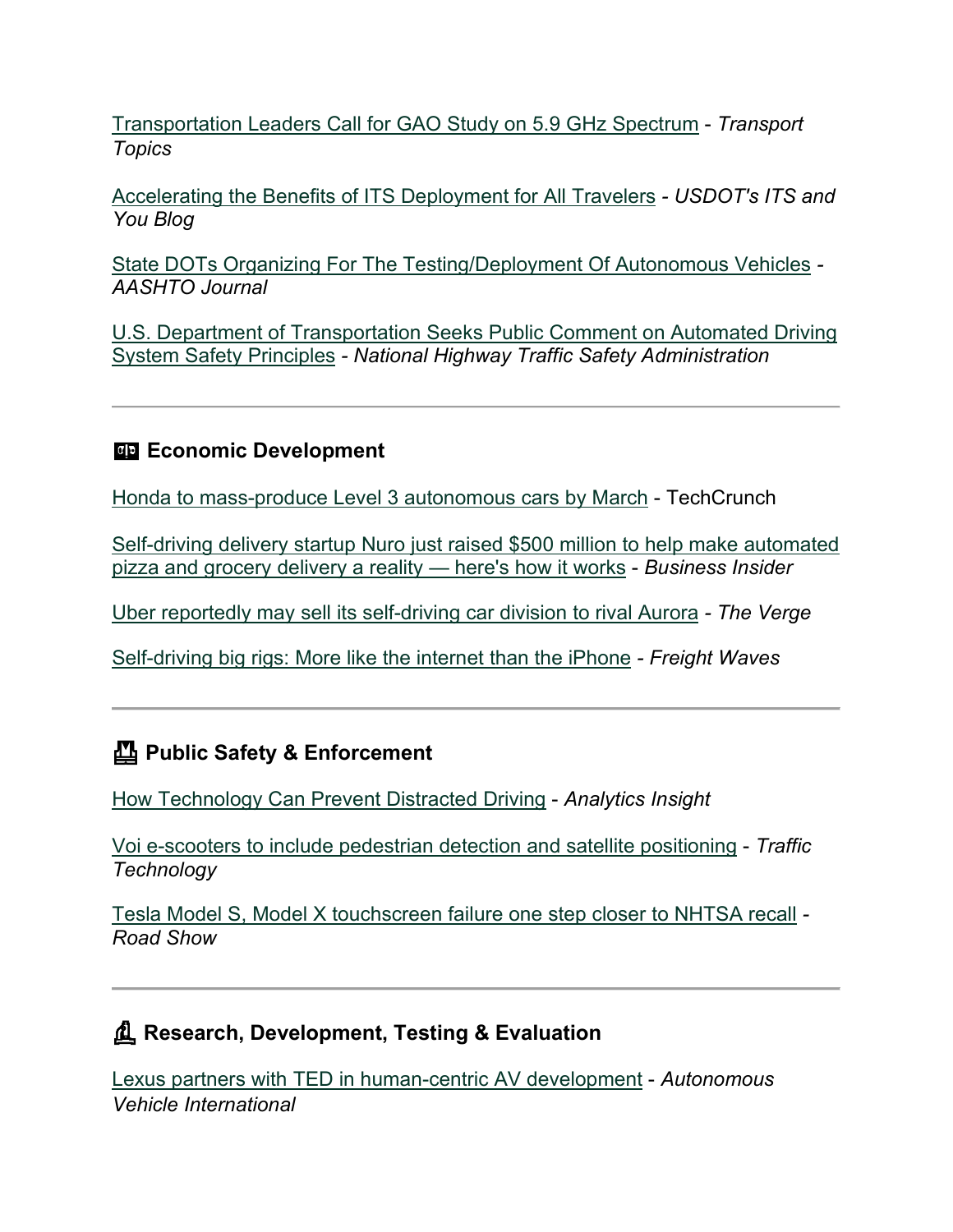Transportation Leaders Call for GAO Study on 5.9 GHz Spectrum - *Transport Topics*

Accelerating the Benefits of ITS Deployment for All Travelers - *USDOT's ITS and You Blog*

State DOTs Organizing For The Testing/Deployment Of Autonomous Vehicles - *AASHTO Journal*

U.S. Department of Transportation Seeks Public Comment on Automated Driving System Safety Principles - *National Highway Traffic Safety Administration*

---

### Economic Development

Honda to mass-produce Level 3 autonomous cars by March - TechCrunch

Self-driving delivery startup Nuro just raised $500 million to help make automated pizza and grocery delivery a reality — here's how it works - *Business Insider*

Uber reportedly may sell its self-driving car division to rival Aurora - *The Verge*

Self-driving big rigs: More like the internet than the iPhone - *Freight Waves*

---

### Public Safety & Enforcement

How Technology Can Prevent Distracted Driving - *Analytics Insight*

Voi e-scooters to include pedestrian detection and satellite positioning - *Traffic Technology*

Tesla Model S, Model X touchscreen failure one step closer to NHTSA recall - *Road Show*

---

### Research, Development, Testing & Evaluation

Lexus partners with TED in human-centric AV development - *Autonomous Vehicle International*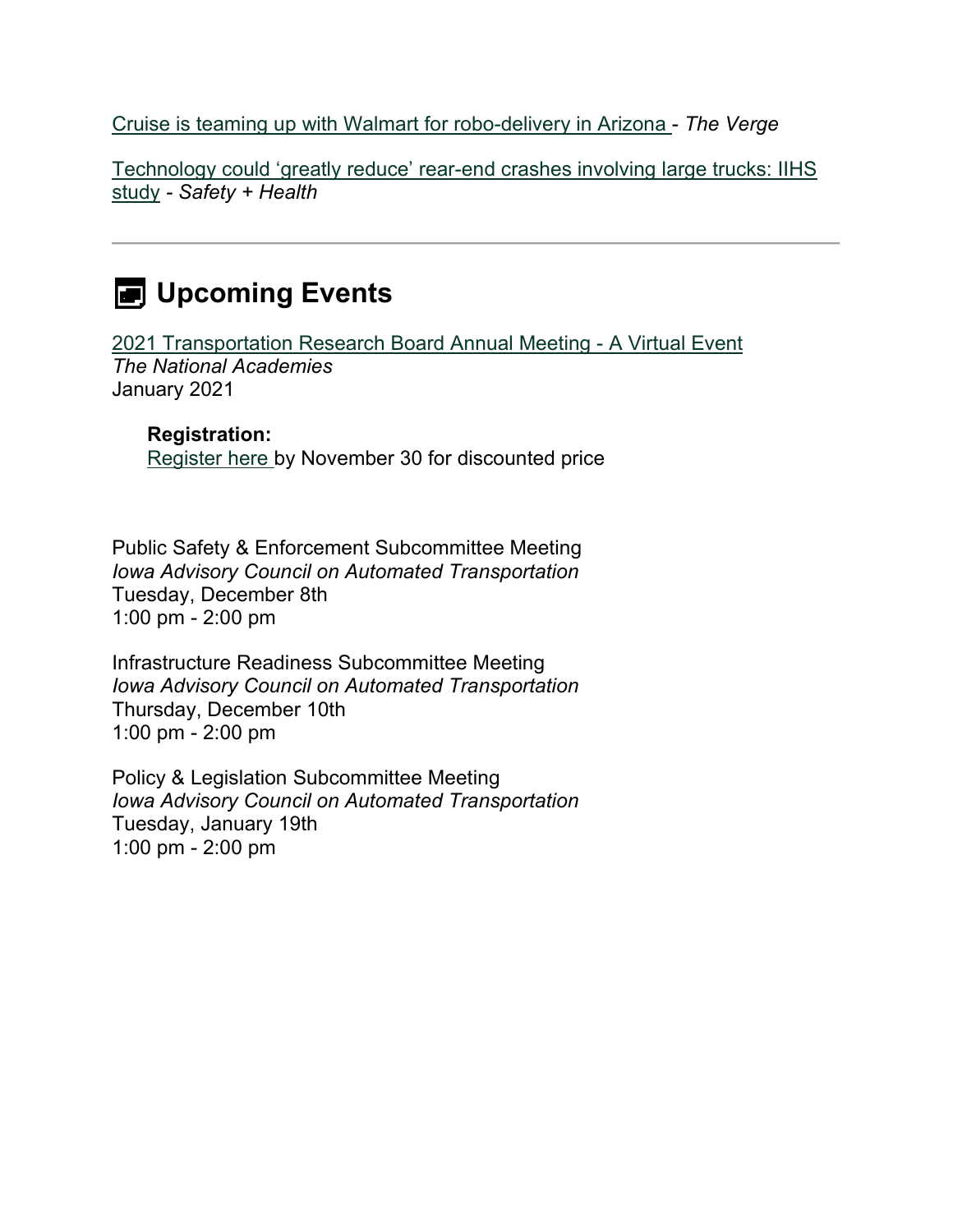Cruise is teaming up with Walmart for robo-delivery in Arizona - *The Verge*

Technology could 'greatly reduce' rear-end crashes involving large trucks: IIHS study - *Safety + Health*

---

## Upcoming Events

2021 Transportation Research Board Annual Meeting - A Virtual Event
*The National Academies*
January 2021

> **Registration:**
> Register here by November 30 for discounted price

Public Safety & Enforcement Subcommittee Meeting
*Iowa Advisory Council on Automated Transportation*
Tuesday, December 8th
1:00 pm - 2:00 pm

Infrastructure Readiness Subcommittee Meeting
*Iowa Advisory Council on Automated Transportation*
Thursday, December 10th
1:00 pm - 2:00 pm

Policy & Legislation Subcommittee Meeting
*Iowa Advisory Council on Automated Transportation*
Tuesday, January 19th
1:00 pm - 2:00 pm